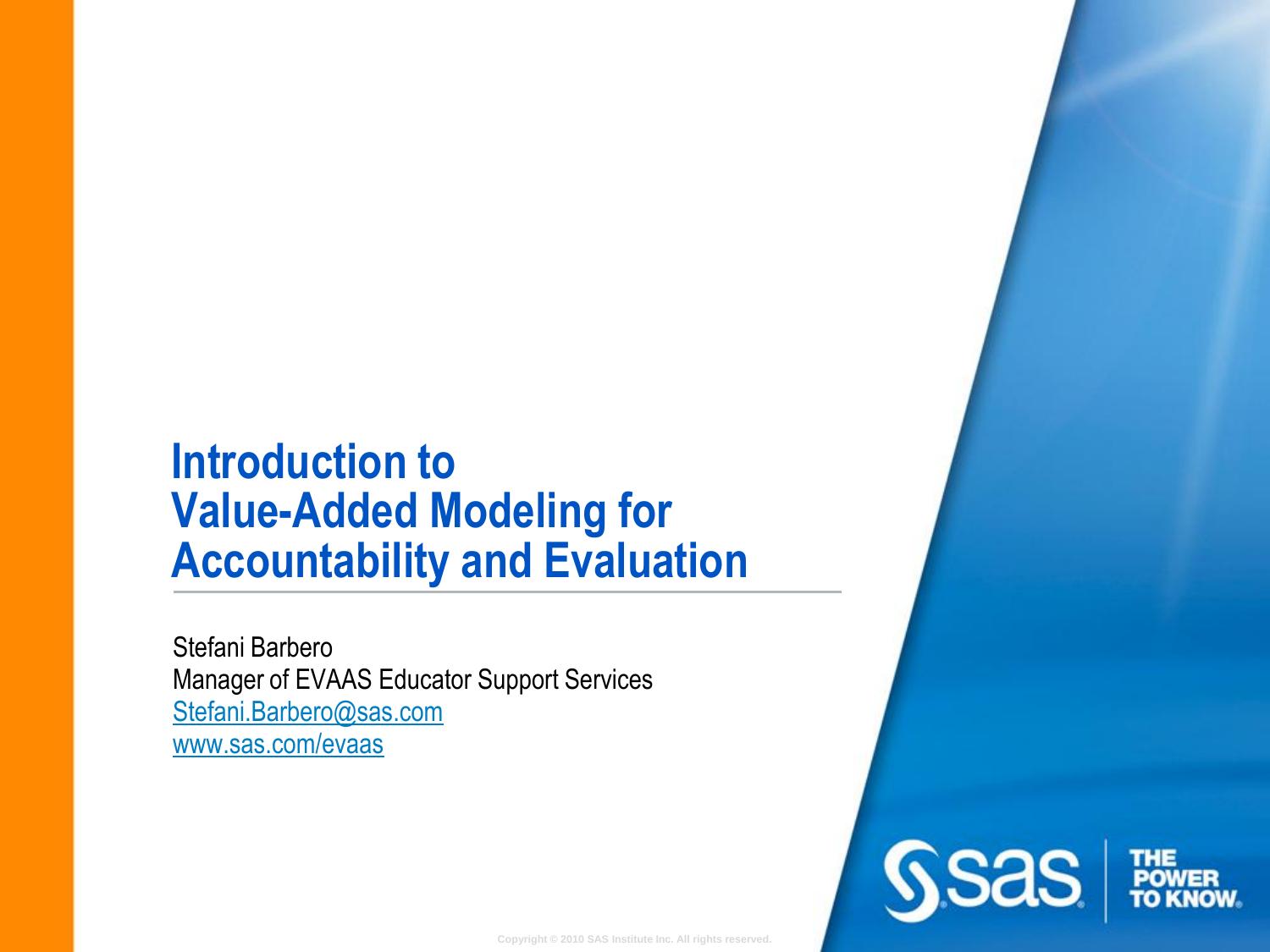# Introduction to Value-Added Modeling for Accountability and Evaluation

Stefani Barbero
Manager of EVAAS Educator Support Services
Stefani.Barbero@sas.com
www.sas.com/evaas

Copyright © 2010 SAS Institute Inc. All rights reserved.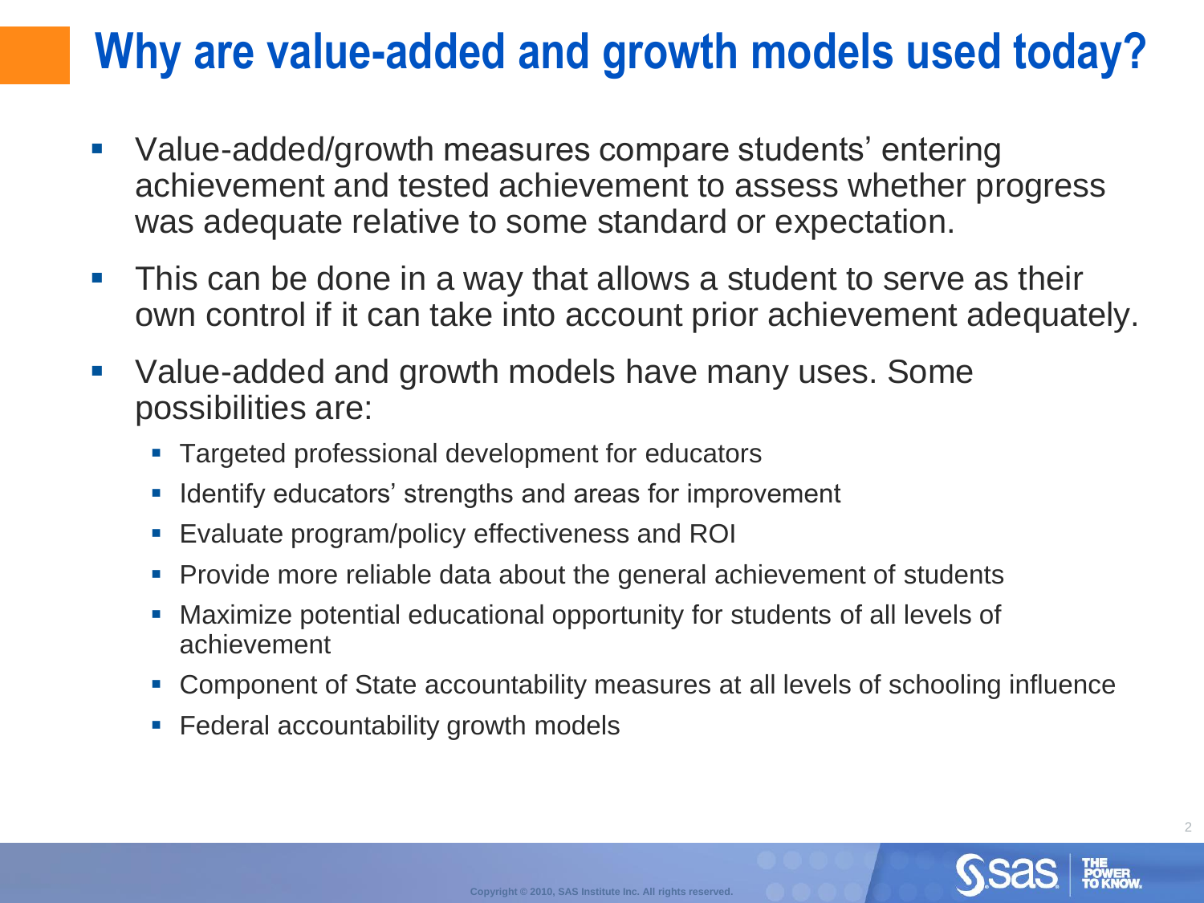# Why are value-added and growth models used today?

- Value-added/growth measures compare students' entering achievement and tested achievement to assess whether progress was adequate relative to some standard or expectation.
- This can be done in a way that allows a student to serve as their own control if it can take into account prior achievement adequately.
- Value-added and growth models have many uses. Some possibilities are:
  - Targeted professional development for educators
  - Identify educators' strengths and areas for improvement
  - Evaluate program/policy effectiveness and ROI
  - Provide more reliable data about the general achievement of students
  - Maximize potential educational opportunity for students of all levels of achievement
  - Component of State accountability measures at all levels of schooling influence
  - Federal accountability growth models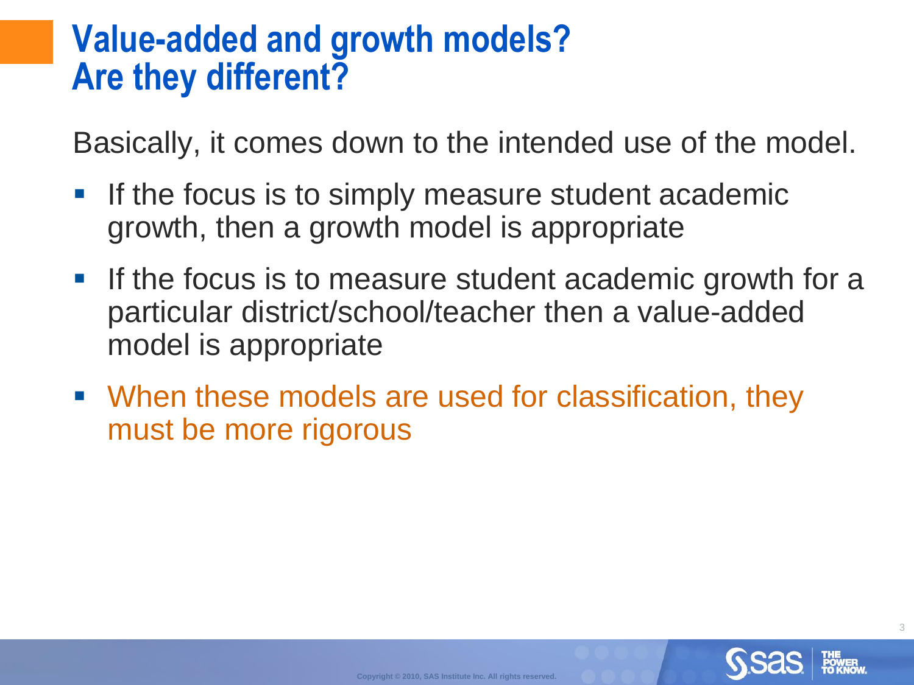# Value-added and growth models? Are they different?

Basically, it comes down to the intended use of the model.

- If the focus is to simply measure student academic growth, then a growth model is appropriate
- If the focus is to measure student academic growth for a particular district/school/teacher then a value-added model is appropriate
- When these models are used for classification, they must be more rigorous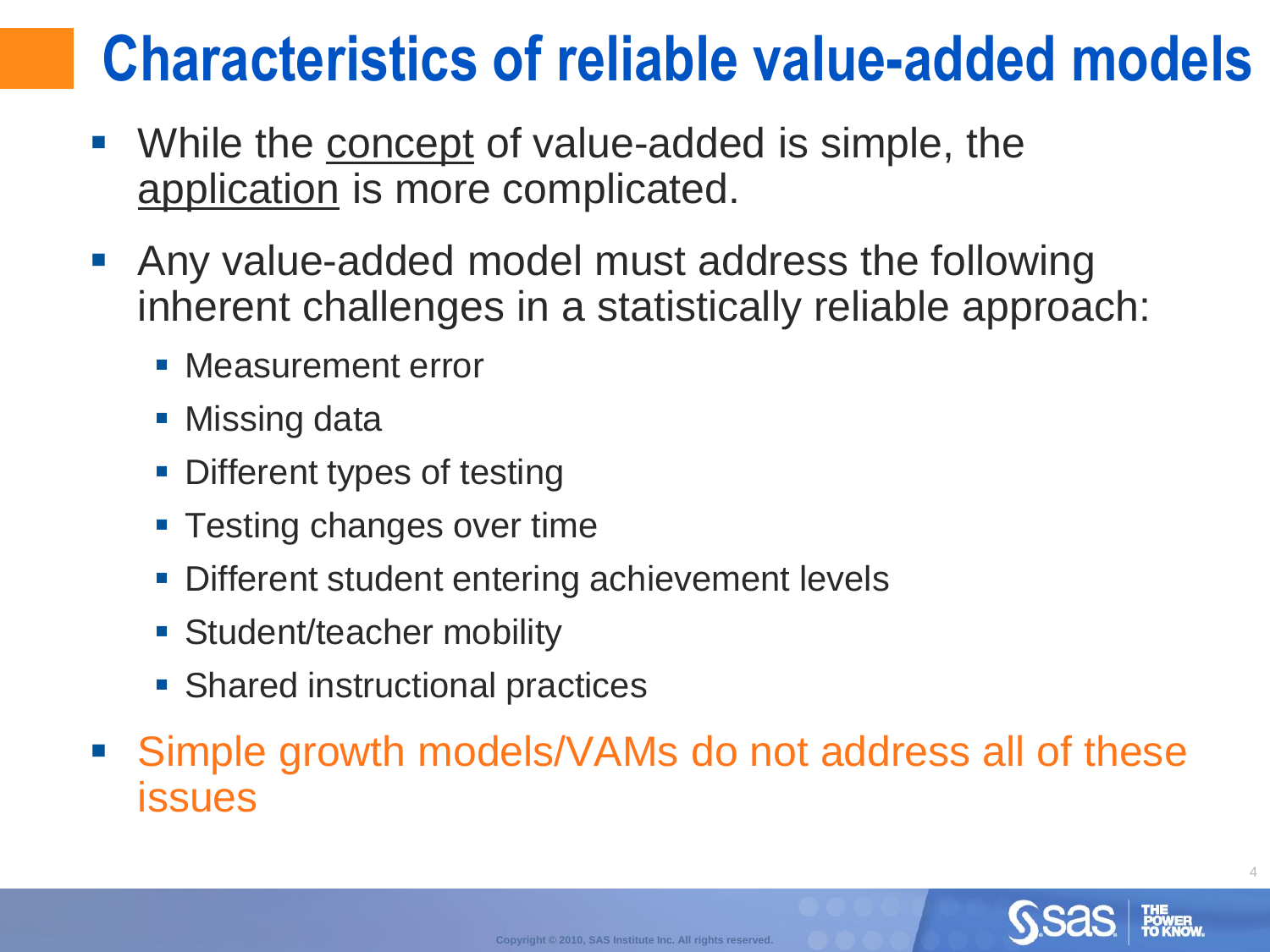# Characteristics of reliable value-added models

- While the concept of value-added is simple, the application is more complicated.
- Any value-added model must address the following inherent challenges in a statistically reliable approach:
  - Measurement error
  - Missing data
  - Different types of testing
  - Testing changes over time
  - Different student entering achievement levels
  - Student/teacher mobility
  - Shared instructional practices
- Simple growth models/VAMs do not address all of these issues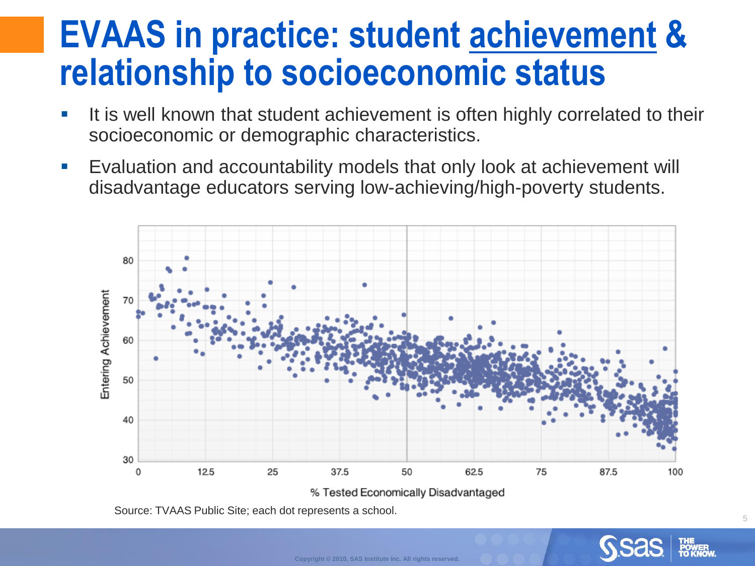# EVAAS in practice: student achievement & relationship to socioeconomic status

- It is well known that student achievement is often highly correlated to their socioeconomic or demographic characteristics.
- Evaluation and accountability models that only look at achievement will disadvantage educators serving low-achieving/high-poverty students.

Source: TVAAS Public Site; each dot represents a school.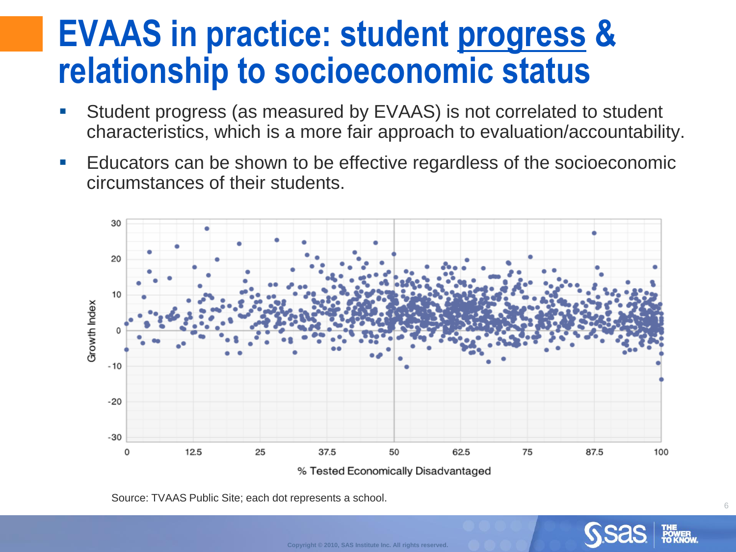# EVAAS in practice: student progress & relationship to socioeconomic status

- Student progress (as measured by EVAAS) is not correlated to student characteristics, which is a more fair approach to evaluation/accountability.
- Educators can be shown to be effective regardless of the socioeconomic circumstances of their students.

Source: TVAAS Public Site; each dot represents a school.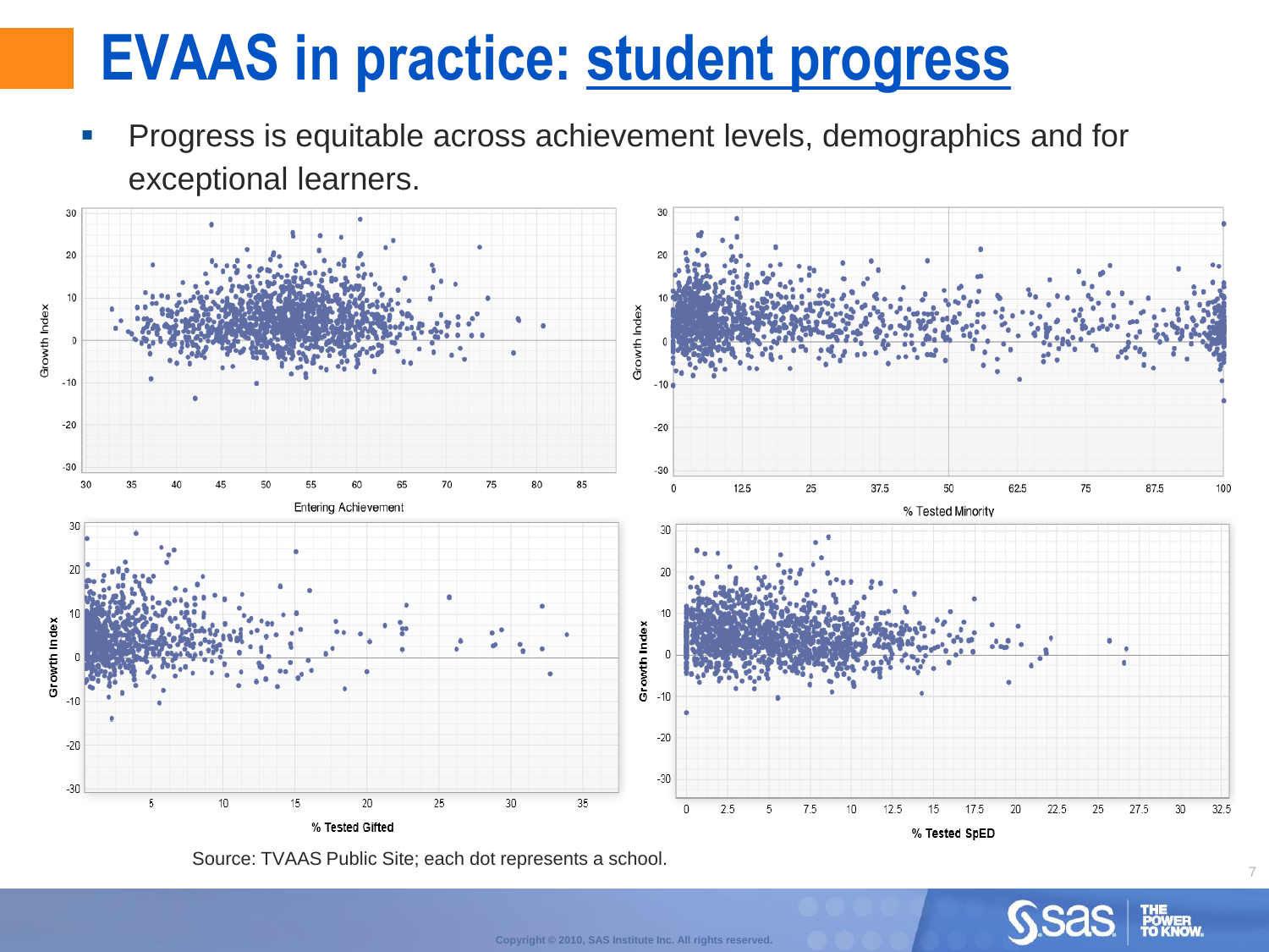# EVAAS in practice: student progress

- Progress is equitable across achievement levels, demographics and for exceptional learners.

Source: TVAAS Public Site; each dot represents a school.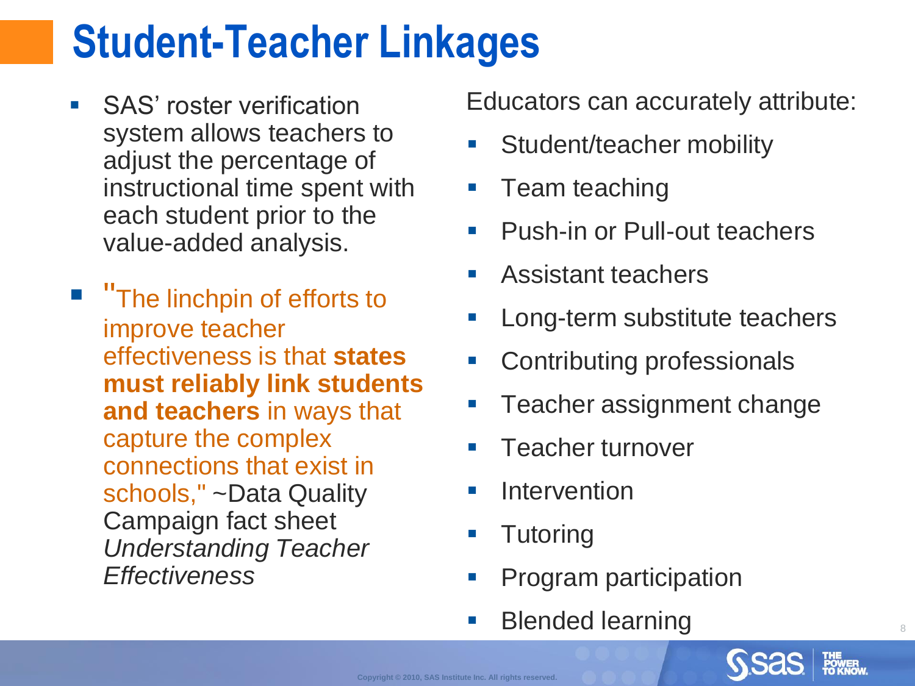# Student-Teacher Linkages

- SAS' roster verification system allows teachers to adjust the percentage of instructional time spent with each student prior to the value-added analysis.
- "The linchpin of efforts to improve teacher effectiveness is that **states must reliably link students and teachers** in ways that capture the complex connections that exist in schools," ~Data Quality Campaign fact sheet *Understanding Teacher Effectiveness*

Educators can accurately attribute:

- Student/teacher mobility
- Team teaching
- Push-in or Pull-out teachers
- Assistant teachers
- Long-term substitute teachers
- Contributing professionals
- Teacher assignment change
- Teacher turnover
- Intervention
- Tutoring
- Program participation
- Blended learning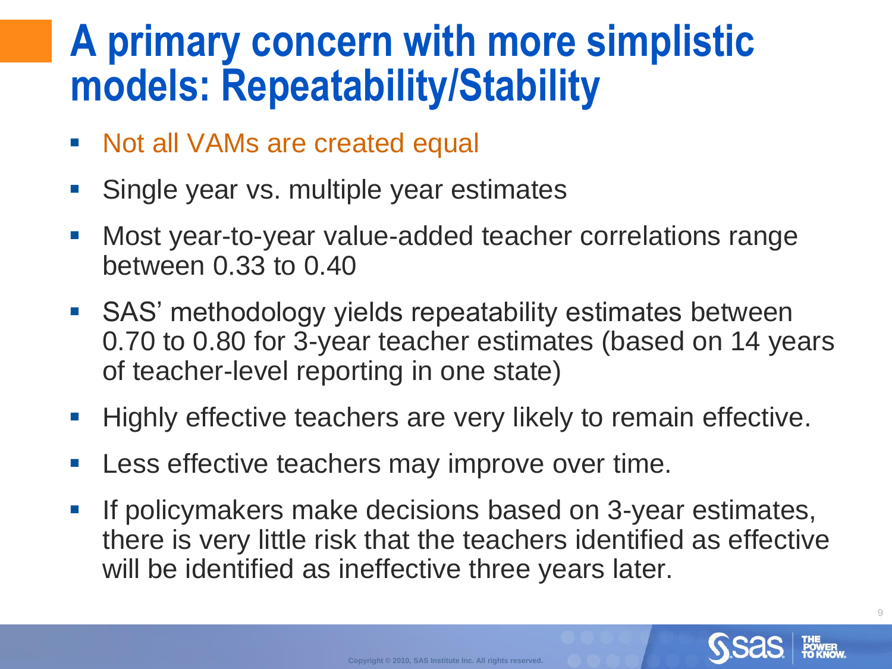# A primary concern with more simplistic models: Repeatability/Stability

- Not all VAMs are created equal
- Single year vs. multiple year estimates
- Most year-to-year value-added teacher correlations range between 0.33 to 0.40
- SAS' methodology yields repeatability estimates between 0.70 to 0.80 for 3-year teacher estimates (based on 14 years of teacher-level reporting in one state)
- Highly effective teachers are very likely to remain effective.
- Less effective teachers may improve over time.
- If policymakers make decisions based on 3-year estimates, there is very little risk that the teachers identified as effective will be identified as ineffective three years later.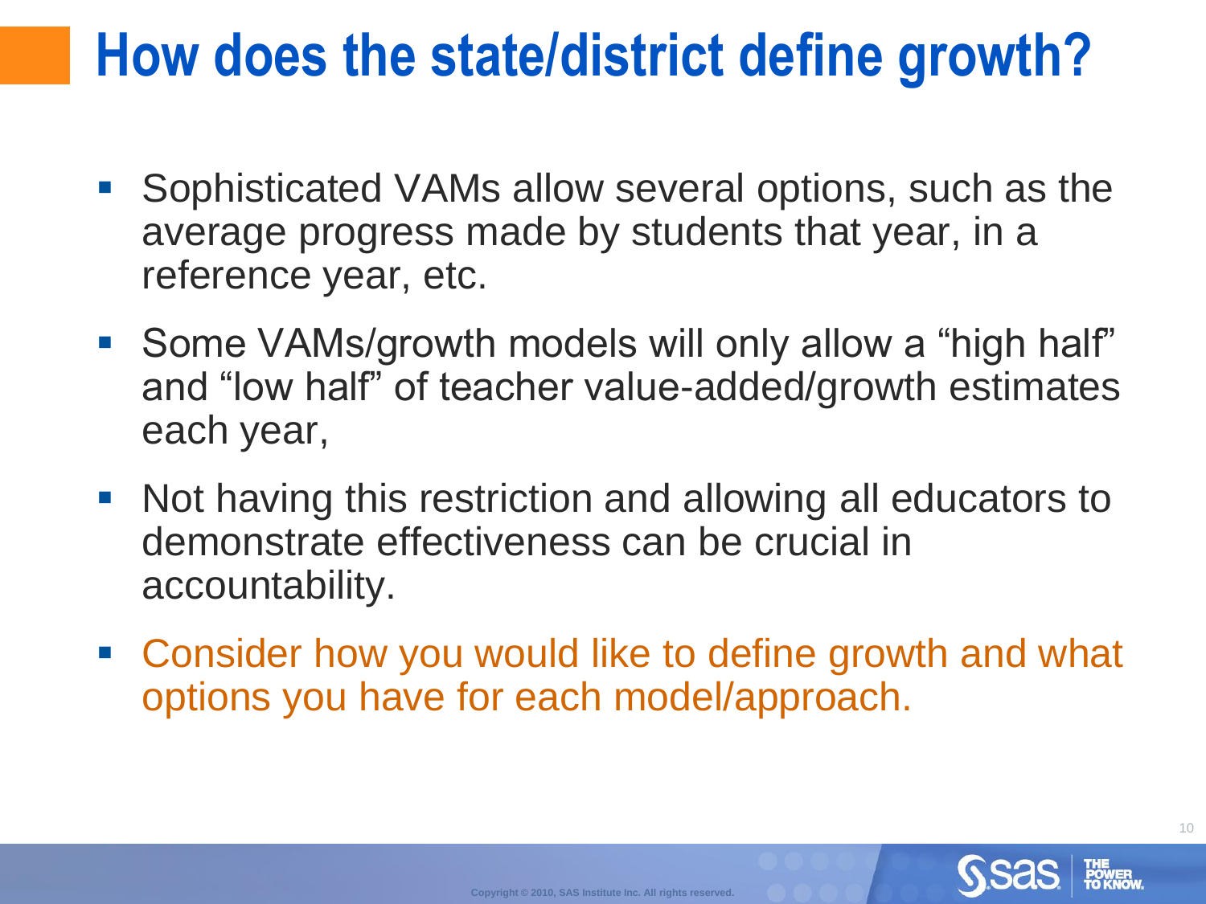# How does the state/district define growth?

- Sophisticated VAMs allow several options, such as the average progress made by students that year, in a reference year, etc.
- Some VAMs/growth models will only allow a "high half" and "low half" of teacher value-added/growth estimates each year,
- Not having this restriction and allowing all educators to demonstrate effectiveness can be crucial in accountability.
- Consider how you would like to define growth and what options you have for each model/approach.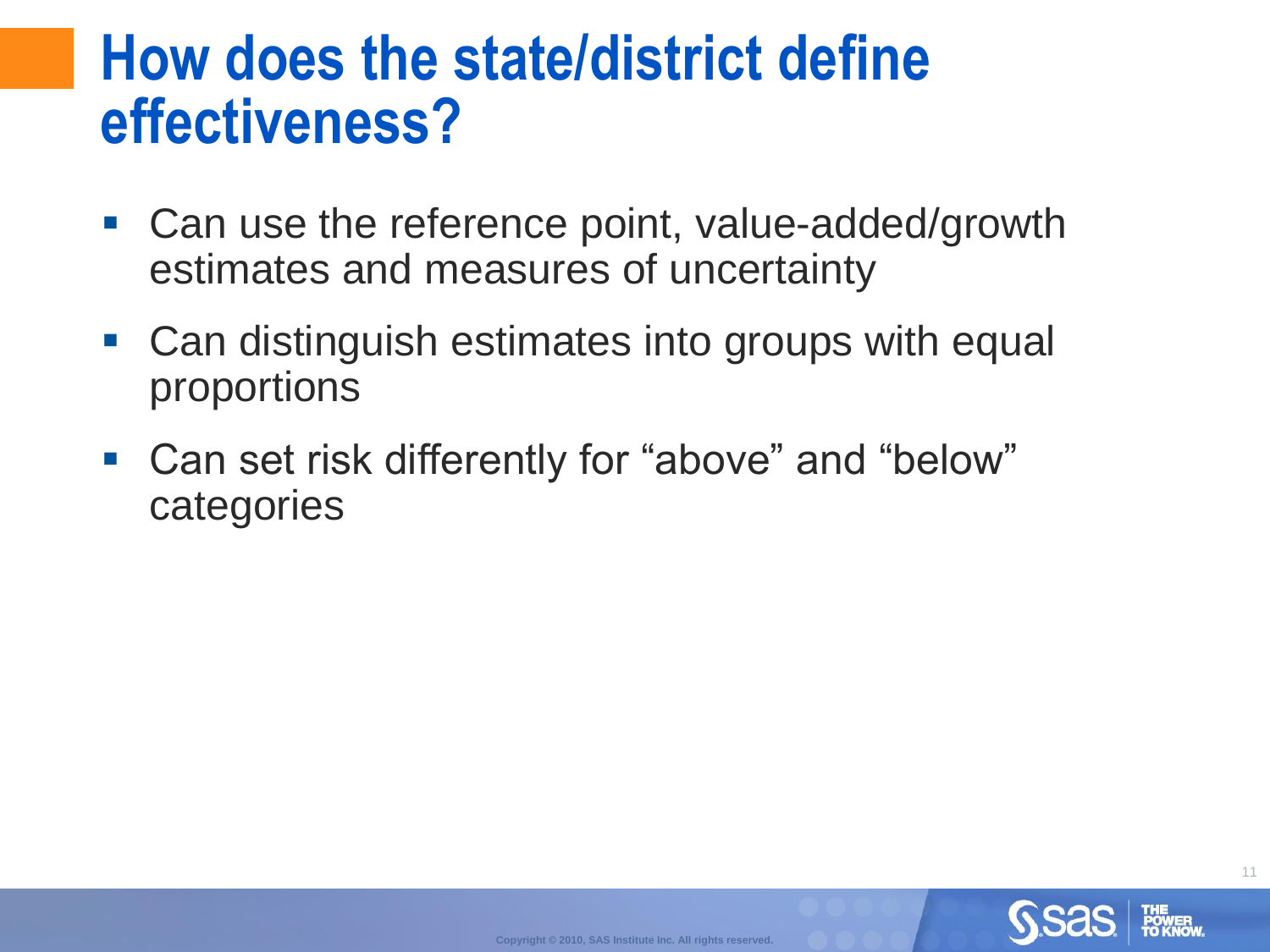# How does the state/district define effectiveness?

- Can use the reference point, value-added/growth estimates and measures of uncertainty
- Can distinguish estimates into groups with equal proportions
- Can set risk differently for “above” and “below” categories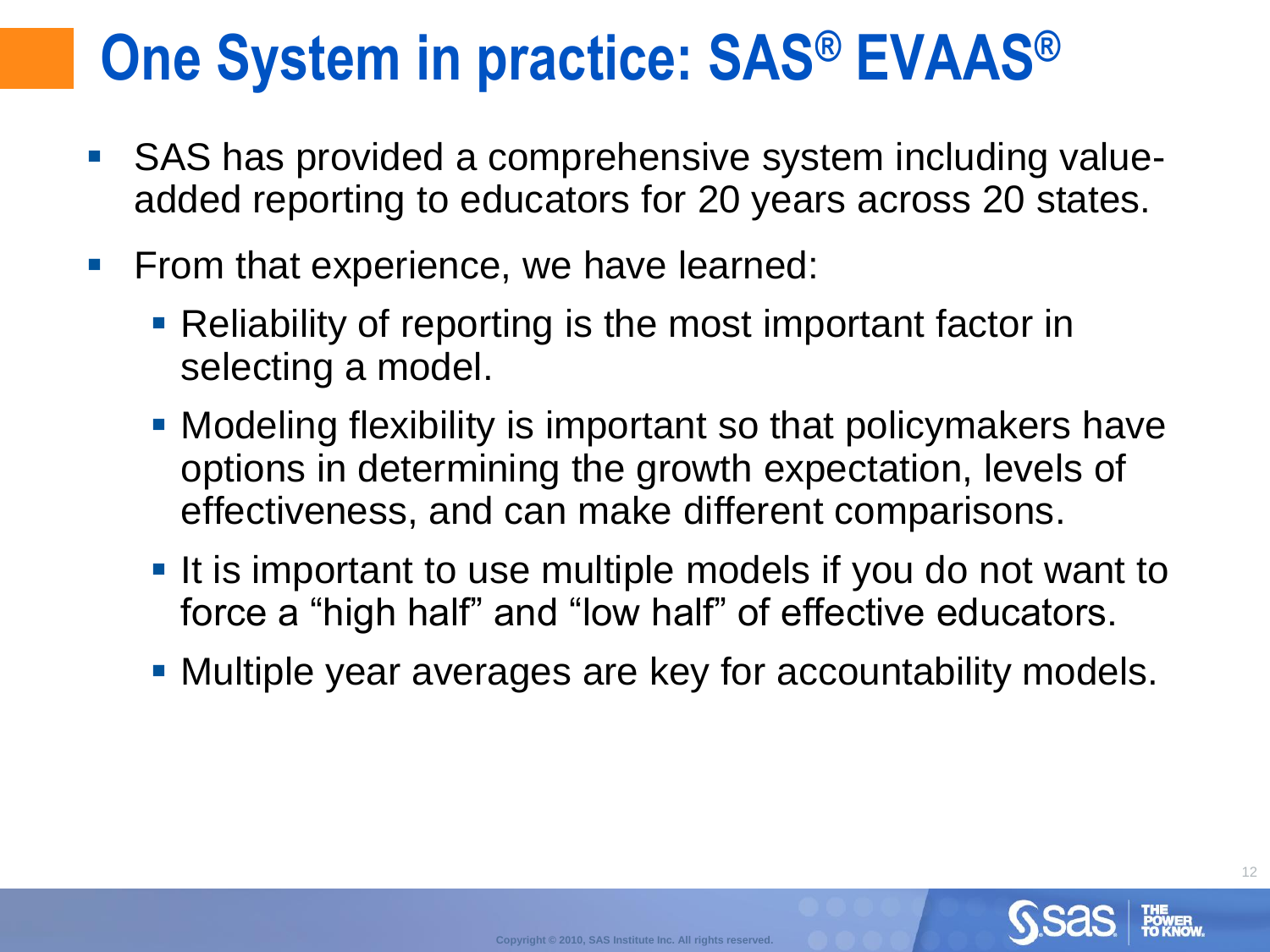# One System in practice: SAS® EVAAS®

- SAS has provided a comprehensive system including value-added reporting to educators for 20 years across 20 states.
- From that experience, we have learned:
  - Reliability of reporting is the most important factor in selecting a model.
  - Modeling flexibility is important so that policymakers have options in determining the growth expectation, levels of effectiveness, and can make different comparisons.
  - It is important to use multiple models if you do not want to force a "high half" and "low half" of effective educators.
  - Multiple year averages are key for accountability models.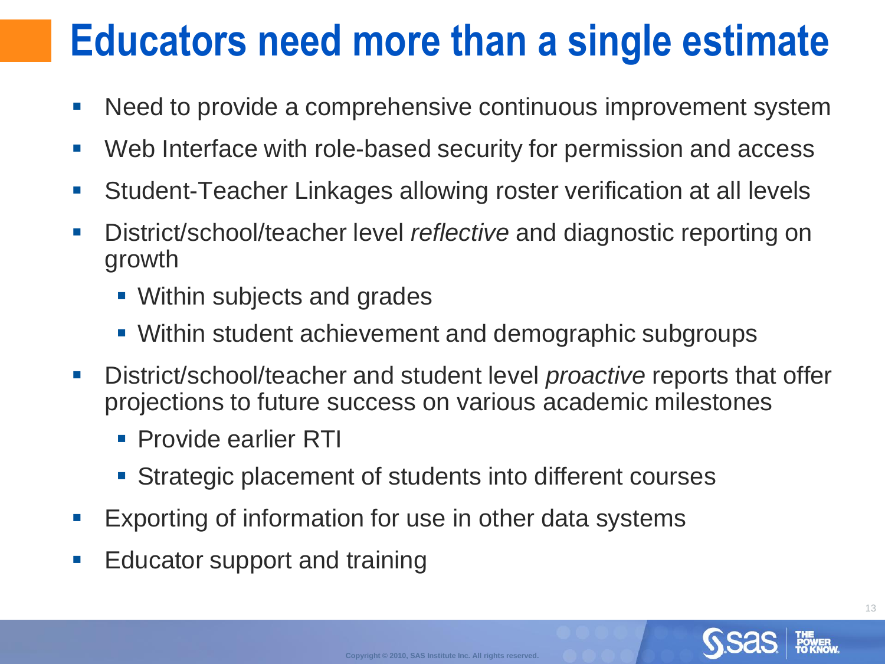# Educators need more than a single estimate

- Need to provide a comprehensive continuous improvement system
- Web Interface with role-based security for permission and access
- Student-Teacher Linkages allowing roster verification at all levels
- District/school/teacher level *reflective* and diagnostic reporting on growth
  - Within subjects and grades
  - Within student achievement and demographic subgroups
- District/school/teacher and student level *proactive* reports that offer projections to future success on various academic milestones
  - Provide earlier RTI
  - Strategic placement of students into different courses
- Exporting of information for use in other data systems
- Educator support and training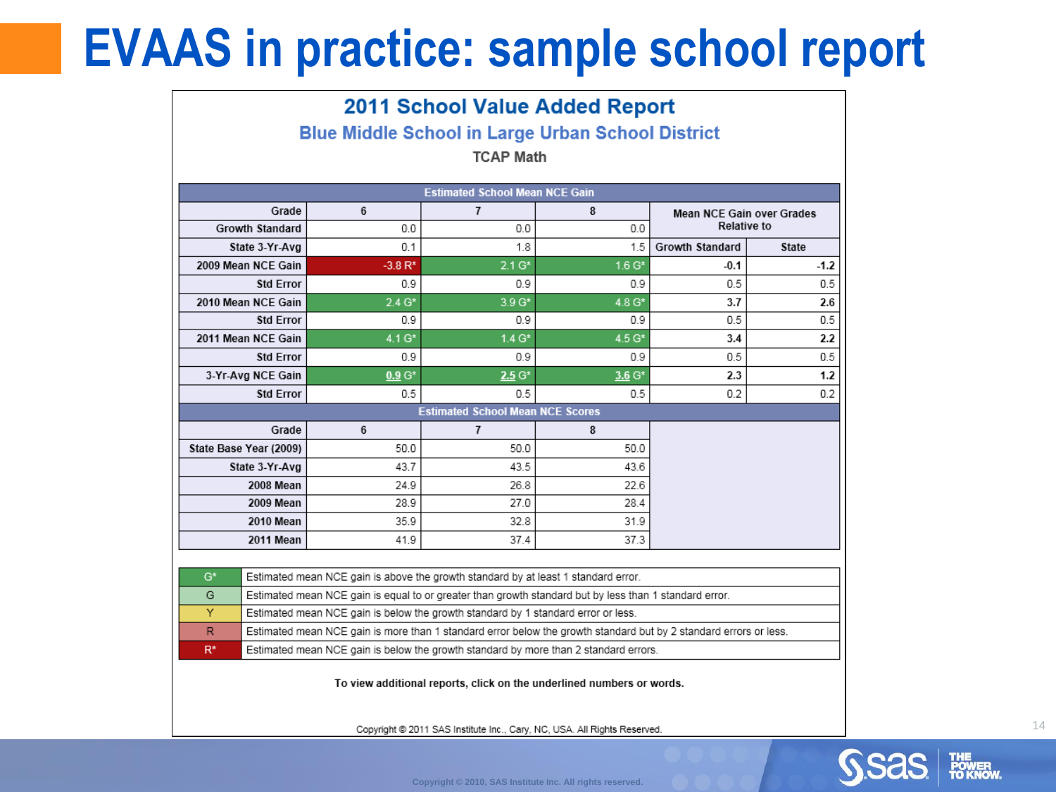# EVAAS in practice: sample school report

## 2011 School Value Added Report

### Blue Middle School in Large Urban School District

**TCAP Math**

| Estimated School Mean NCE Gain | | | | | |
|---|---|---|---|---|---|
| Grade | 6 | 7 | 8 | Mean NCE Gain over Grades Relative to | |
| Growth Standard | 0.0 | 0.0 | 0.0 | | |
| State 3-Yr-Avg | 0.1 | 1.8 | 1.5 | Growth Standard | State |
| 2009 Mean NCE Gain | -3.8 R* | 2.1 G* | 1.6 G* | -0.1 | -1.2 |
| Std Error | 0.9 | 0.9 | 0.9 | 0.5 | 0.5 |
| 2010 Mean NCE Gain | 2.4 G* | 3.9 G* | 4.8 G* | 3.7 | 2.6 |
| Std Error | 0.9 | 0.9 | 0.9 | 0.5 | 0.5 |
| 2011 Mean NCE Gain | 4.1 G* | 1.4 G* | 4.5 G* | 3.4 | 2.2 |
| Std Error | 0.9 | 0.9 | 0.9 | 0.5 | 0.5 |
| 3-Yr-Avg NCE Gain | 0.9 G* | 2.5 G* | 3.6 G* | 2.3 | 1.2 |
| Std Error | 0.5 | 0.5 | 0.5 | 0.2 | 0.2 |

| Estimated School Mean NCE Scores | | | |
|---|---|---|---|
| Grade | 6 | 7 | 8 |
| State Base Year (2009) | 50.0 | 50.0 | 50.0 |
| State 3-Yr-Avg | 43.7 | 43.5 | 43.6 |
| 2008 Mean | 24.9 | 26.8 | 22.6 |
| 2009 Mean | 28.9 | 27.0 | 28.4 |
| 2010 Mean | 35.9 | 32.8 | 31.9 |
| 2011 Mean | 41.9 | 37.4 | 37.3 |

| Code | Description |
|---|---|
| G* | Estimated mean NCE gain is above the growth standard by at least 1 standard error. |
| G | Estimated mean NCE gain is equal to or greater than growth standard but by less than 1 standard error. |
| Y | Estimated mean NCE gain is below the growth standard by 1 standard error or less. |
| R | Estimated mean NCE gain is more than 1 standard error below the growth standard but by 2 standard errors or less. |
| R* | Estimated mean NCE gain is below the growth standard by more than 2 standard errors. |

**To view additional reports, click on the underlined numbers or words.**

Copyright © 2011 SAS Institute Inc., Cary, NC, USA. All Rights Reserved.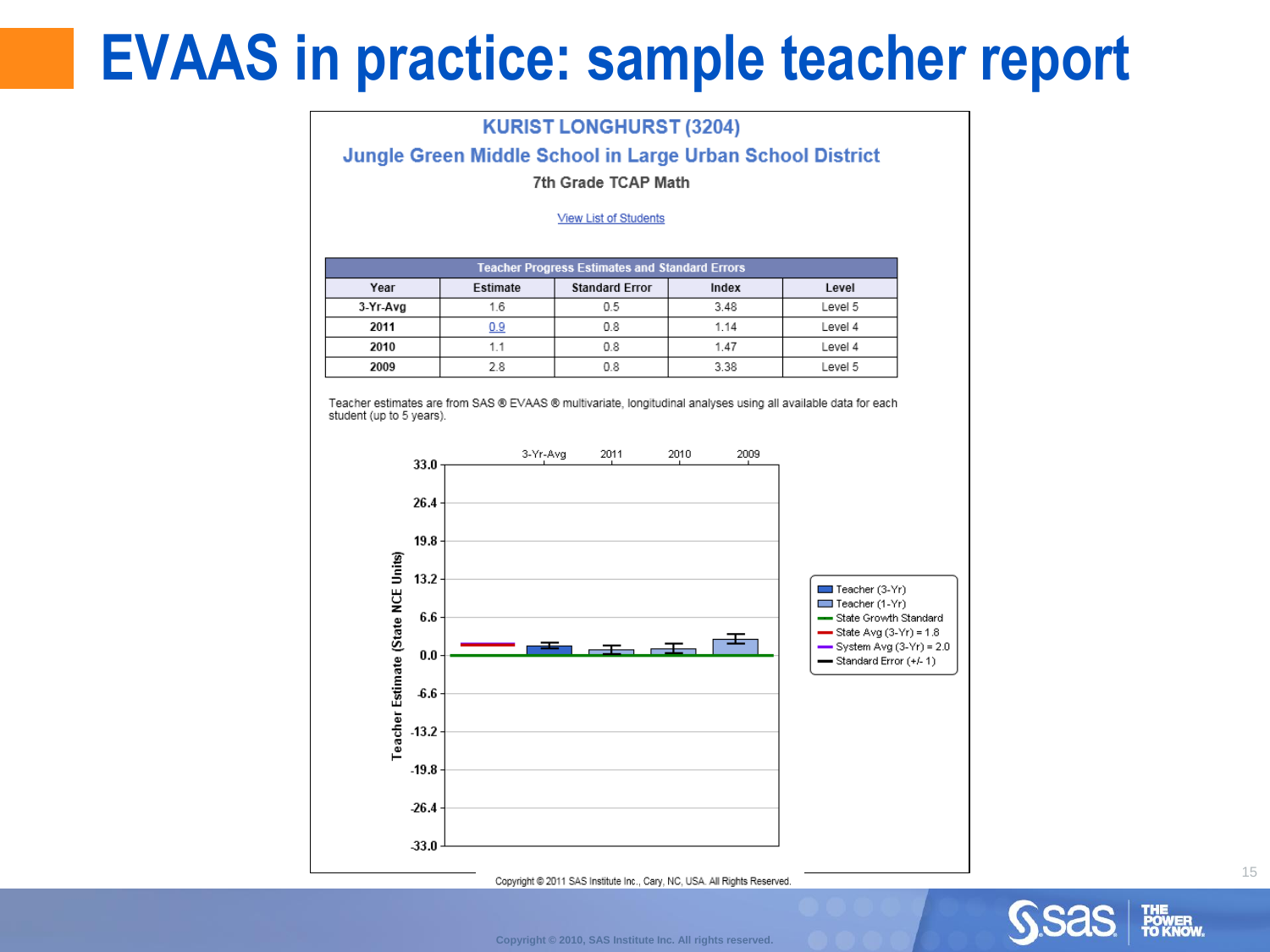# EVAAS in practice: sample teacher report

**KURIST LONGHURST (3204)**

**Jungle Green Middle School in Large Urban School District**

**7th Grade TCAP Math**

View List of Students

| Teacher Progress Estimates and Standard Errors | | | | |
|---|---|---|---|---|
| **Year** | **Estimate** | **Standard Error** | **Index** | **Level** |
| **3-Yr-Avg** | 1.6 | 0.5 | 3.48 | Level 5 |
| **2011** | 0.9 | 0.8 | 1.14 | Level 4 |
| **2010** | 1.1 | 0.8 | 1.47 | Level 4 |
| **2009** | 2.8 | 0.8 | 3.38 | Level 5 |

Teacher estimates are from SAS ® EVAAS ® multivariate, longitudinal analyses using all available data for each student (up to 5 years).

Teacher Estimate (State NCE Units)

3-Yr-Avg | 2011 | 2010 | 2009

33.0, 26.4, 19.8, 13.2, 6.6, 0.0, -6.6, -13.2, -19.8, -26.4, -33.0

- Teacher (3-Yr)
- Teacher (1-Yr)
- State Growth Standard
- State Avg (3-Yr) = 1.8
- System Avg (3-Yr) = 2.0
- Standard Error (+/- 1)

Copyright © 2011 SAS Institute Inc., Cary, NC, USA. All Rights Reserved.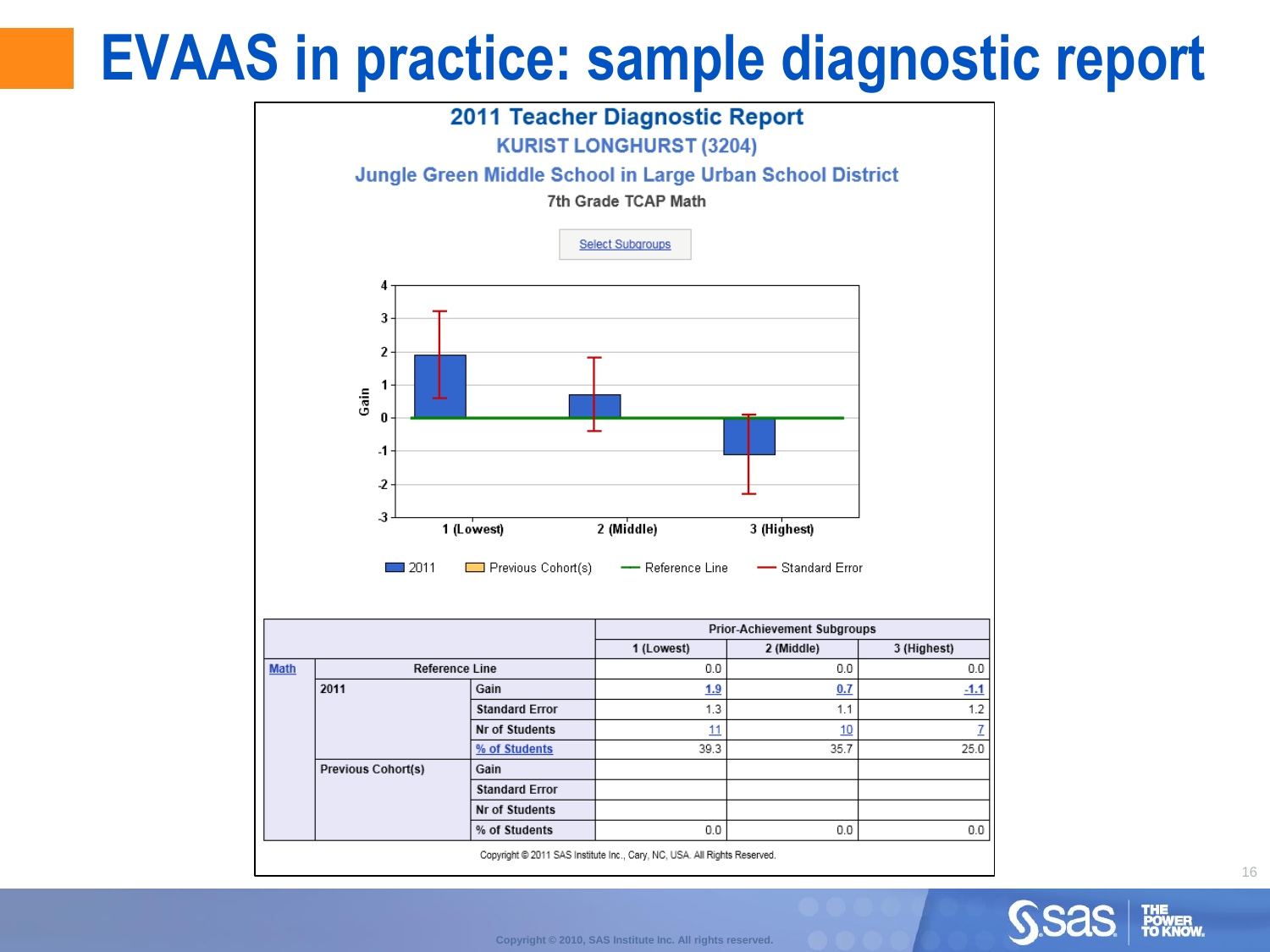# EVAAS in practice: sample diagnostic report

## 2011 Teacher Diagnostic Report

### KURIST LONGHURST (3204)

### Jungle Green Middle School in Large Urban School District

7th Grade TCAP Math

Select Subgroups

Legend: 2011 | Previous Cohort(s) | Reference Line | Standard Error

| | | | Prior-Achievement Subgroups | | |
|---|---|---|---|---|---|
| | | | 1 (Lowest) | 2 (Middle) | 3 (Highest) |
| Math | Reference Line | | 0.0 | 0.0 | 0.0 |
| | 2011 | Gain | 1.9 | 0.7 | -1.1 |
| | | Standard Error | 1.3 | 1.1 | 1.2 |
| | | Nr of Students | 11 | 10 | 7 |
| | | % of Students | 39.3 | 35.7 | 25.0 |
| | Previous Cohort(s) | Gain | | | |
| | | Standard Error | | | |
| | | Nr of Students | | | |
| | | % of Students | 0.0 | 0.0 | 0.0 |

Copyright © 2011 SAS Institute Inc., Cary, NC, USA. All Rights Reserved.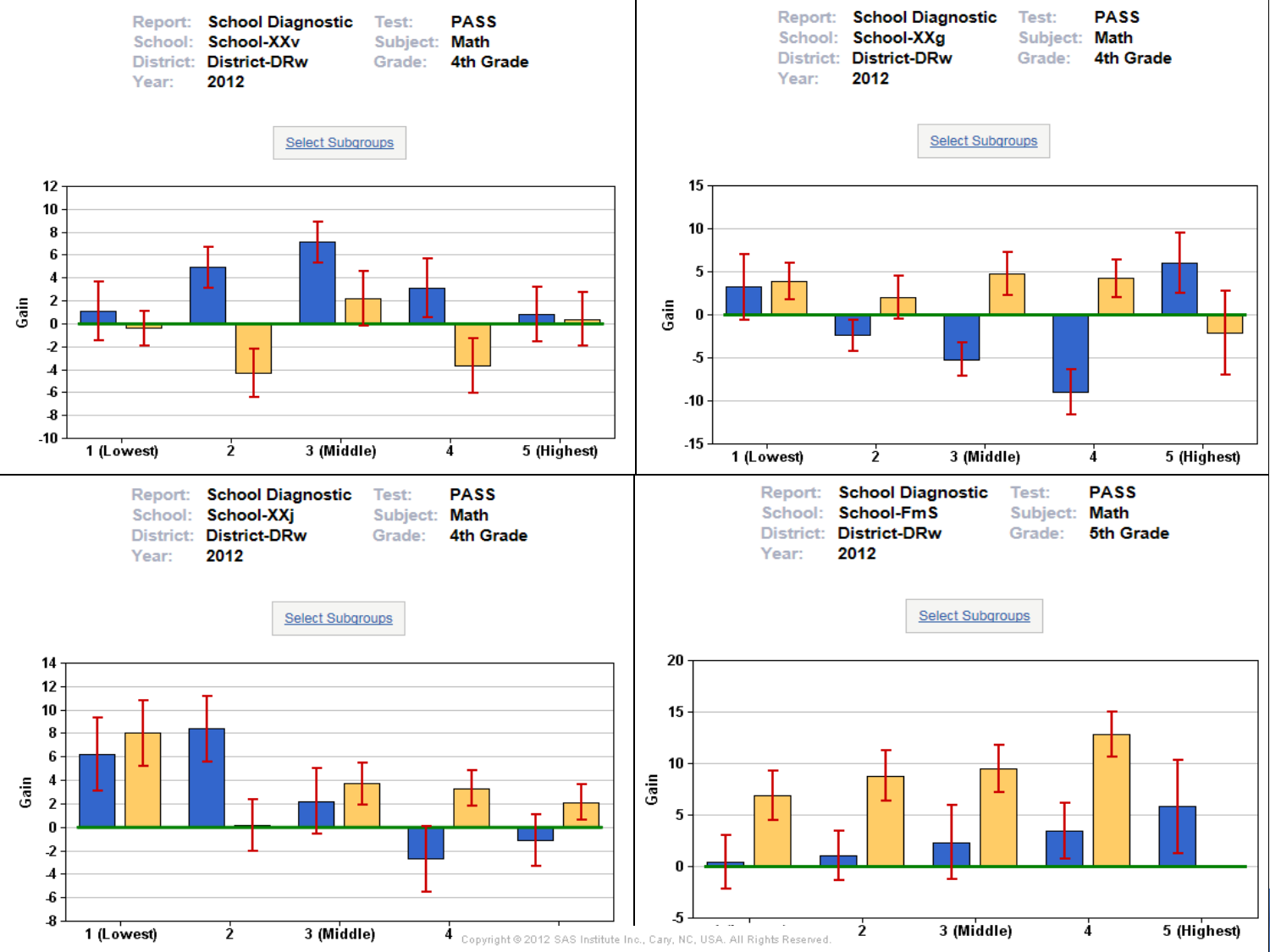| Report: | School Diagnostic | Test: | PASS |
|---|---|---|---|
| School: | School-XXv | Subject: | Math |
| District: | District-DRw | Grade: | 4th Grade |
| Year: | 2012 | | |

Select Subgroups

| Report: | School Diagnostic | Test: | PASS |
|---|---|---|---|
| School: | School-XXg | Subject: | Math |
| District: | District-DRw | Grade: | 4th Grade |
| Year: | 2012 | | |

Select Subgroups

| Report: | School Diagnostic | Test: | PASS |
|---|---|---|---|
| School: | School-XXj | Subject: | Math |
| District: | District-DRw | Grade: | 4th Grade |
| Year: | 2012 | | |

Select Subgroups

| Report: | School Diagnostic | Test: | PASS |
|---|---|---|---|
| School: | School-FmS | Subject: | Math |
| District: | District-DRw | Grade: | 5th Grade |
| Year: | 2012 | | |

Select Subgroups

Copyright © 2012 SAS Institute Inc., Cary, NC, USA. All Rights Reserved.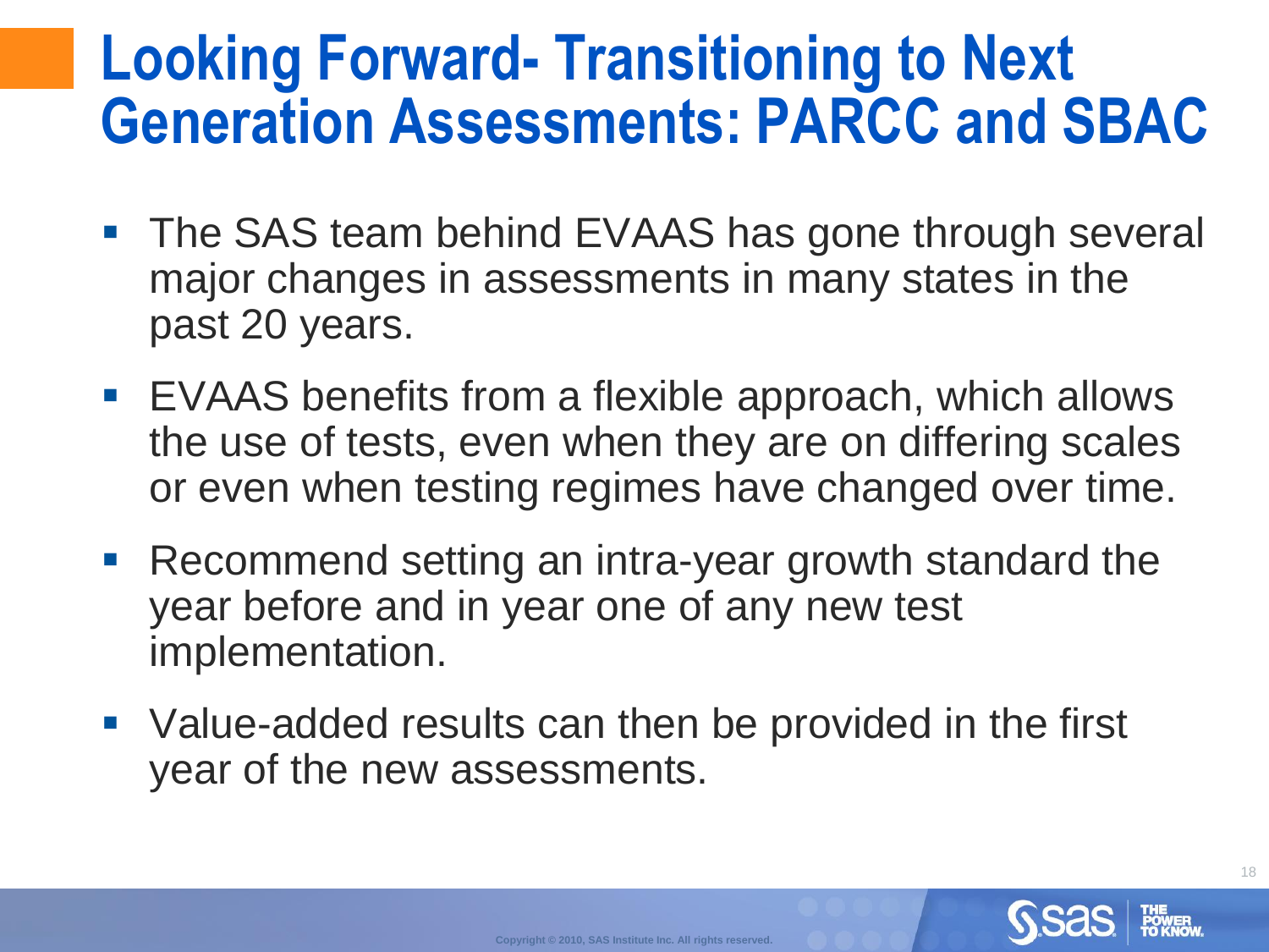# Looking Forward- Transitioning to Next Generation Assessments: PARCC and SBAC

- The SAS team behind EVAAS has gone through several major changes in assessments in many states in the past 20 years.
- EVAAS benefits from a flexible approach, which allows the use of tests, even when they are on differing scales or even when testing regimes have changed over time.
- Recommend setting an intra-year growth standard the year before and in year one of any new test implementation.
- Value-added results can then be provided in the first year of the new assessments.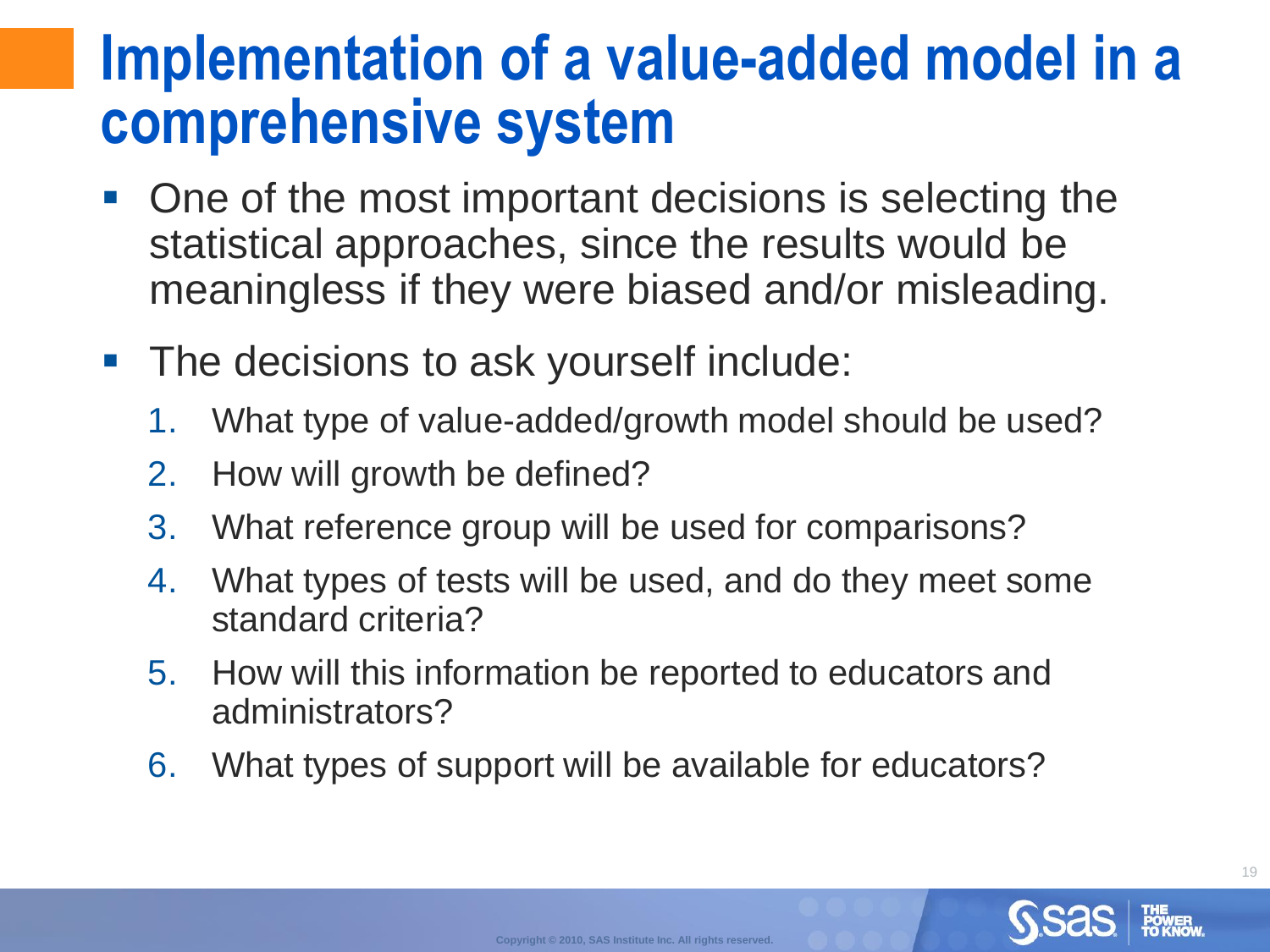# Implementation of a value-added model in a comprehensive system

- One of the most important decisions is selecting the statistical approaches, since the results would be meaningless if they were biased and/or misleading.
- The decisions to ask yourself include:
  1. What type of value-added/growth model should be used?
  2. How will growth be defined?
  3. What reference group will be used for comparisons?
  4. What types of tests will be used, and do they meet some standard criteria?
  5. How will this information be reported to educators and administrators?
  6. What types of support will be available for educators?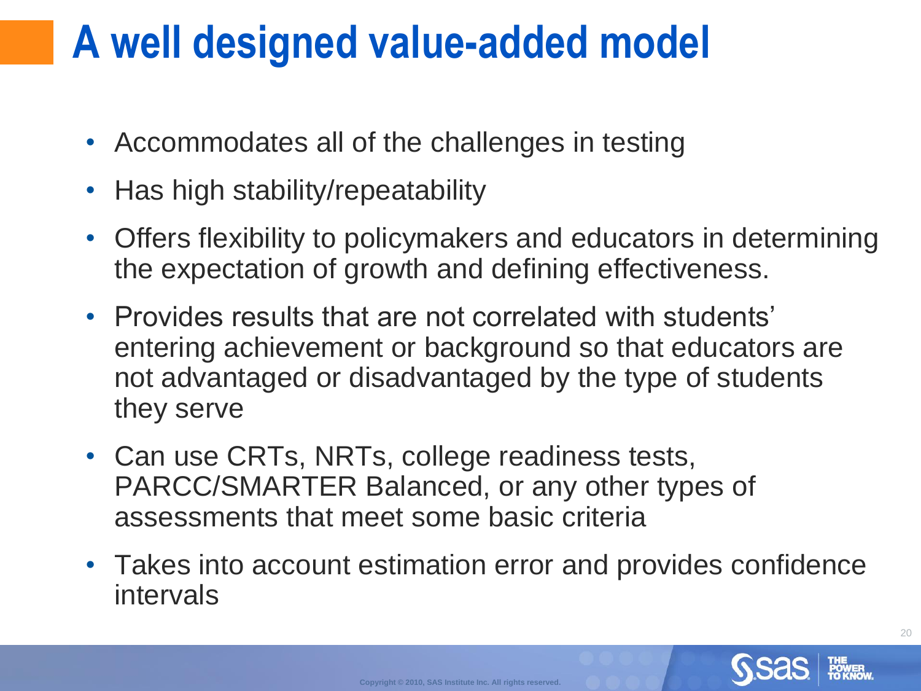# A well designed value-added model

- Accommodates all of the challenges in testing
- Has high stability/repeatability
- Offers flexibility to policymakers and educators in determining the expectation of growth and defining effectiveness.
- Provides results that are not correlated with students' entering achievement or background so that educators are not advantaged or disadvantaged by the type of students they serve
- Can use CRTs, NRTs, college readiness tests, PARCC/SMARTER Balanced, or any other types of assessments that meet some basic criteria
- Takes into account estimation error and provides confidence intervals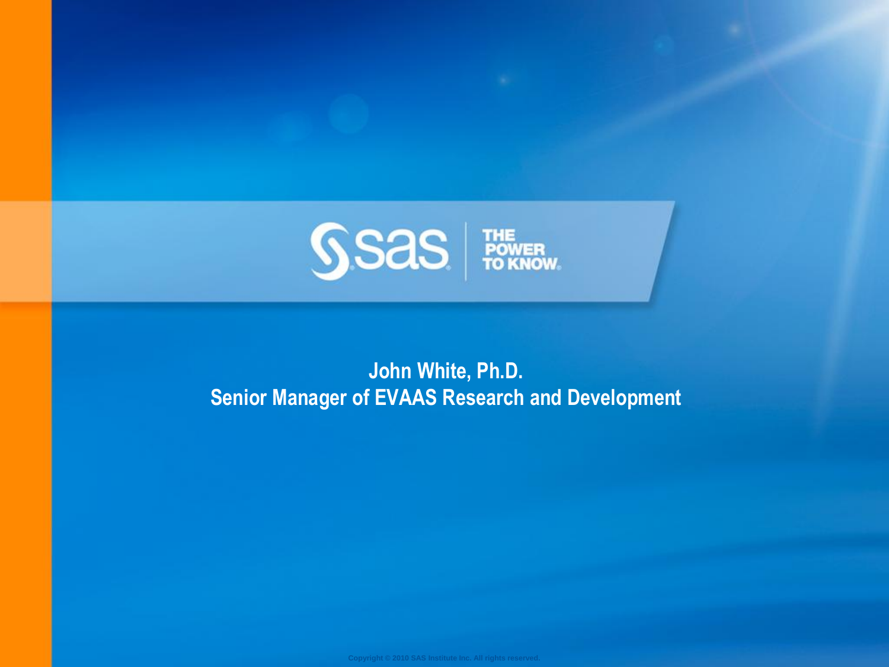John White, Ph.D.
Senior Manager of EVAAS Research and Development